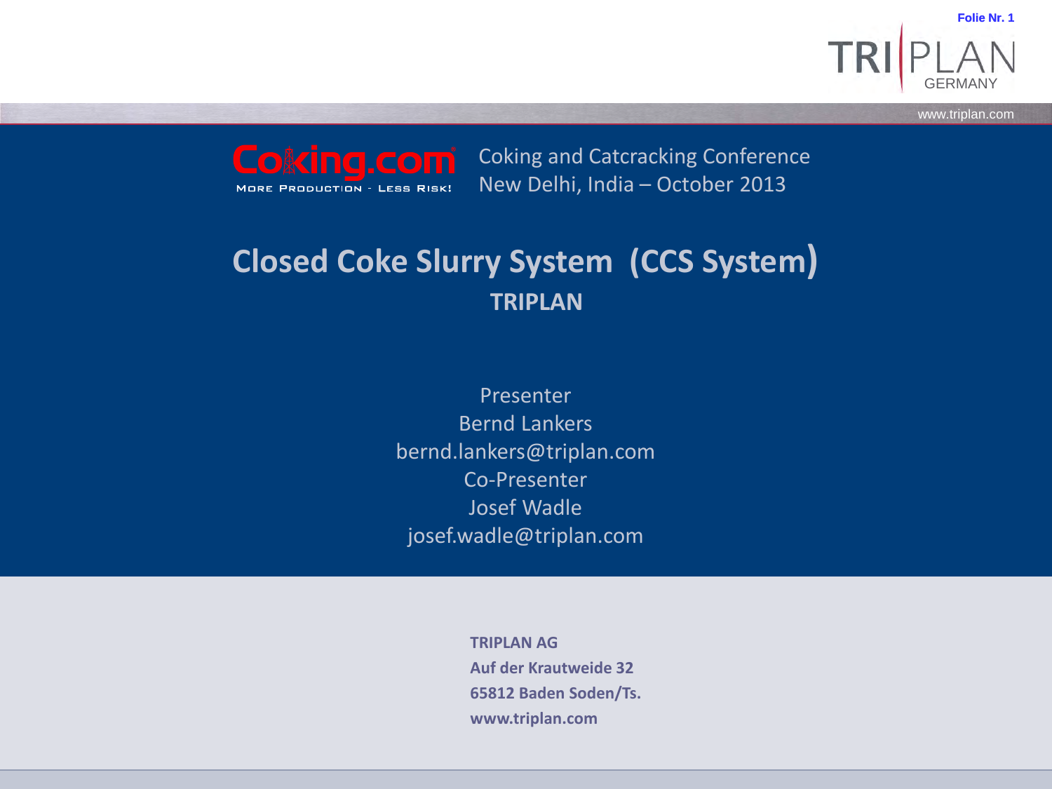Coking and Catcracking Conference
New Delhi, India – October 2013

# Closed Coke Slurry System (CCS System)

## TRIPLAN

Presenter
Bernd Lankers
bernd.lankers@triplan.com
Co-Presenter
Josef Wadle
josef.wadle@triplan.com

**TRIPLAN AG**
**Auf der Krautweide 32**
**65812 Baden Soden/Ts.**
**www.triplan.com**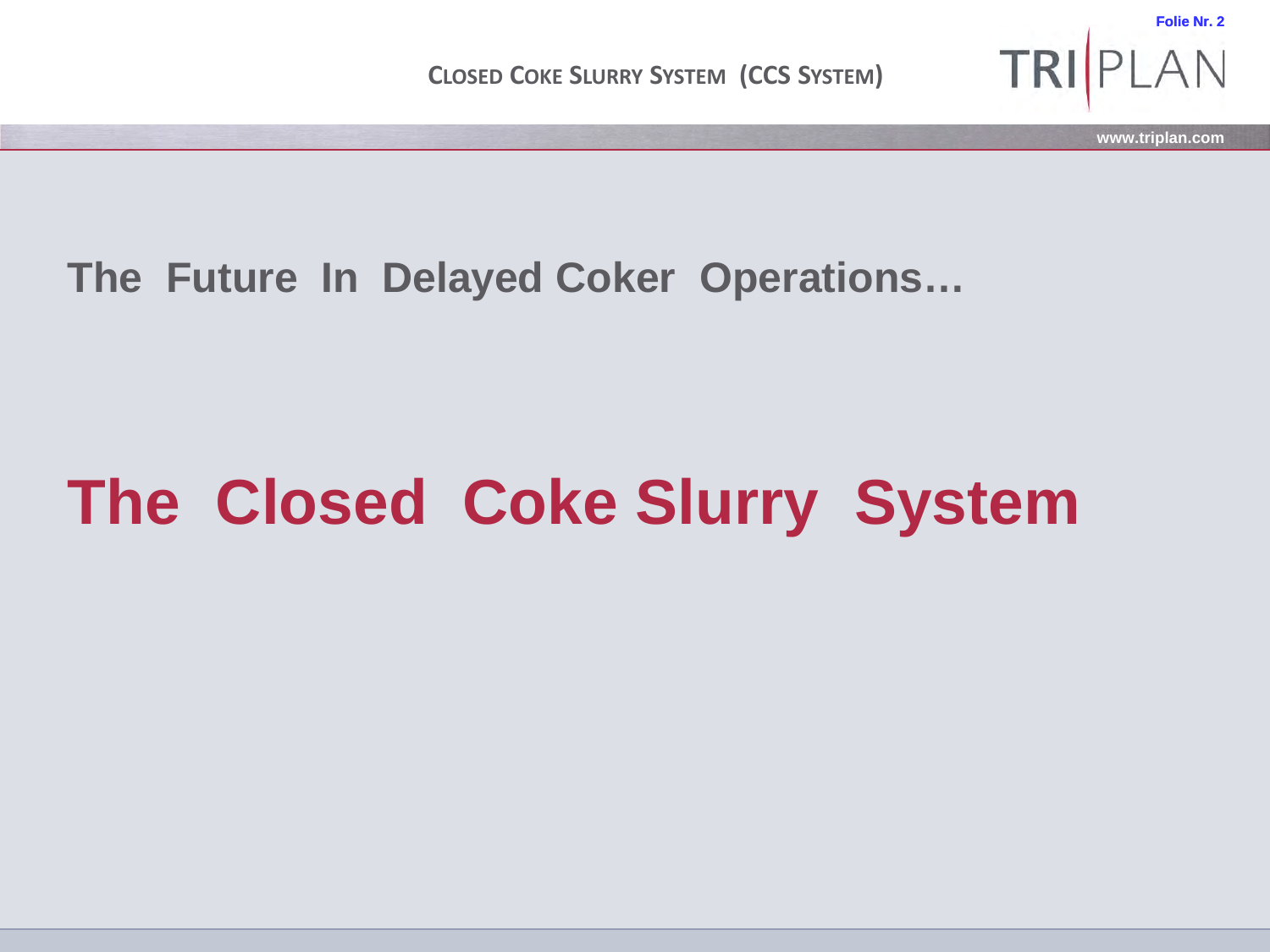## The Future In Delayed Coker Operations…

# The Closed Coke Slurry System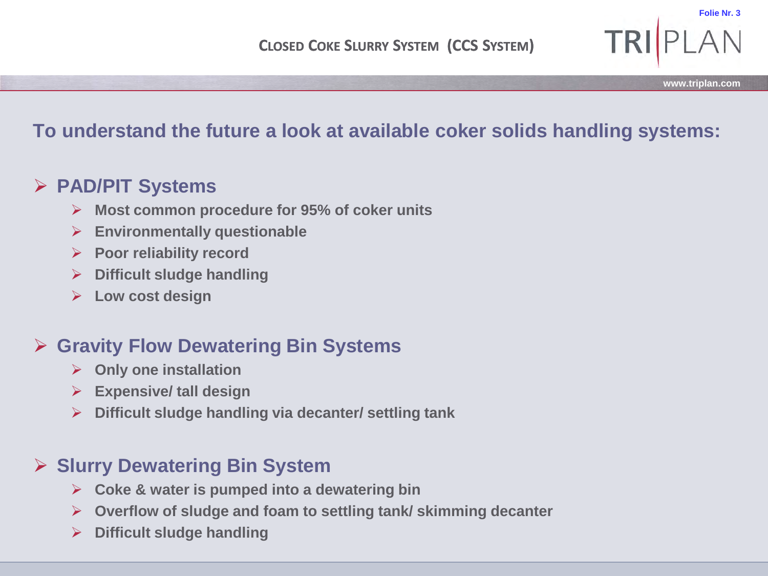## To understand the future a look at available coker solids handling systems:

- **PAD/PIT Systems**
  - Most common procedure for 95% of coker units
  - Environmentally questionable
  - Poor reliability record
  - Difficult sludge handling
  - Low cost design

- **Gravity Flow Dewatering Bin Systems**
  - Only one installation
  - Expensive/ tall design
  - Difficult sludge handling via decanter/ settling tank

- **Slurry Dewatering Bin System**
  - Coke & water is pumped into a dewatering bin
  - Overflow of sludge and foam to settling tank/ skimming decanter
  - Difficult sludge handling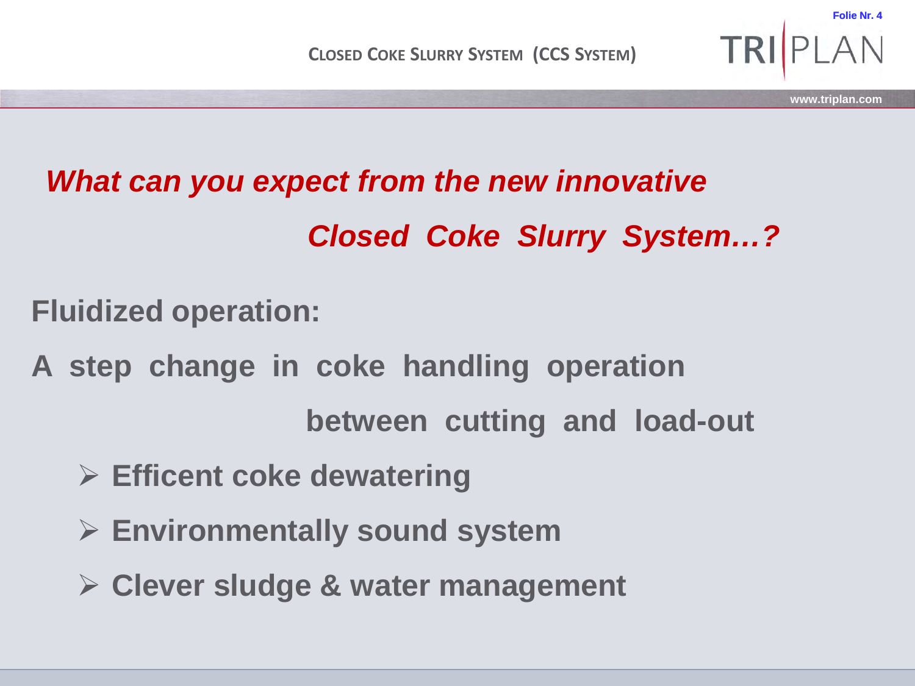## *What can you expect from the new innovative Closed Coke Slurry System…?*

**Fluidized operation:**

**A step change in coke handling operation between cutting and load-out**

- **Efficent coke dewatering**
- **Environmentally sound system**
- **Clever sludge & water management**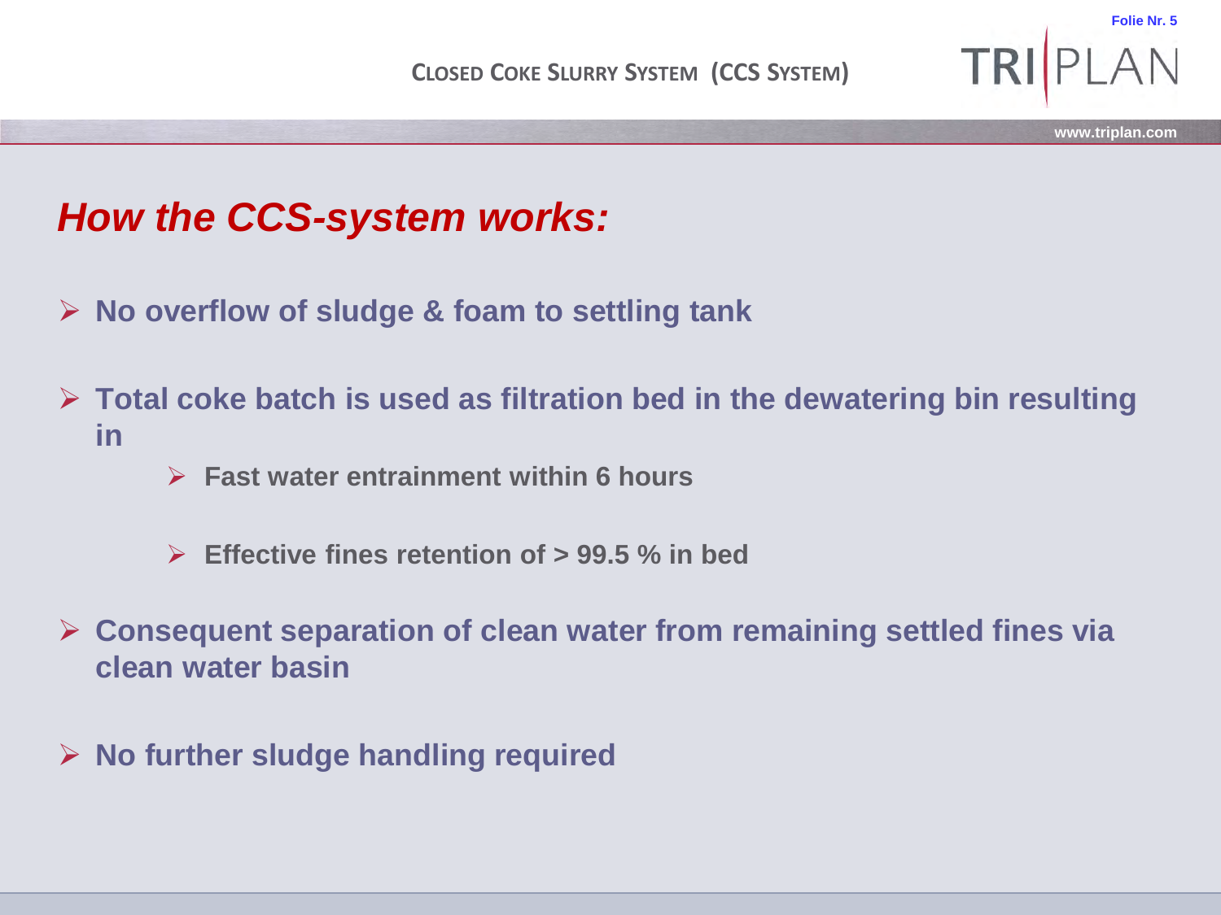## How the CCS-system works:

- **No overflow of sludge & foam to settling tank**
- **Total coke batch is used as filtration bed in the dewatering bin resulting in**
  - **Fast water entrainment within 6 hours**
  - **Effective fines retention of > 99.5 % in bed**
- **Consequent separation of clean water from remaining settled fines via clean water basin**
- **No further sludge handling required**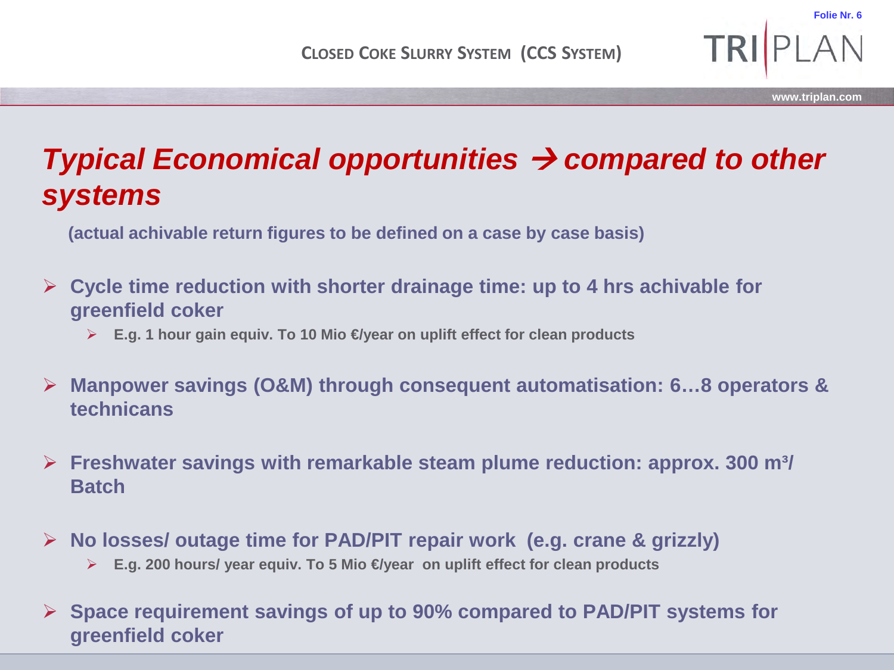# *Typical Economical opportunities → compared to other systems*

**(actual achivable return figures to be defined on a case by case basis)**

- **Cycle time reduction with shorter drainage time: up to 4 hrs achivable for greenfield coker**
  - **E.g. 1 hour gain equiv. To 10 Mio €/year on uplift effect for clean products**
- **Manpower savings (O&M) through consequent automatisation: 6…8 operators & technicans**
- **Freshwater savings with remarkable steam plume reduction: approx. 300 m³/ Batch**
- **No losses/ outage time for PAD/PIT repair work (e.g. crane & grizzly)**
  - **E.g. 200 hours/ year equiv. To 5 Mio €/year on uplift effect for clean products**
- **Space requirement savings of up to 90% compared to PAD/PIT systems for greenfield coker**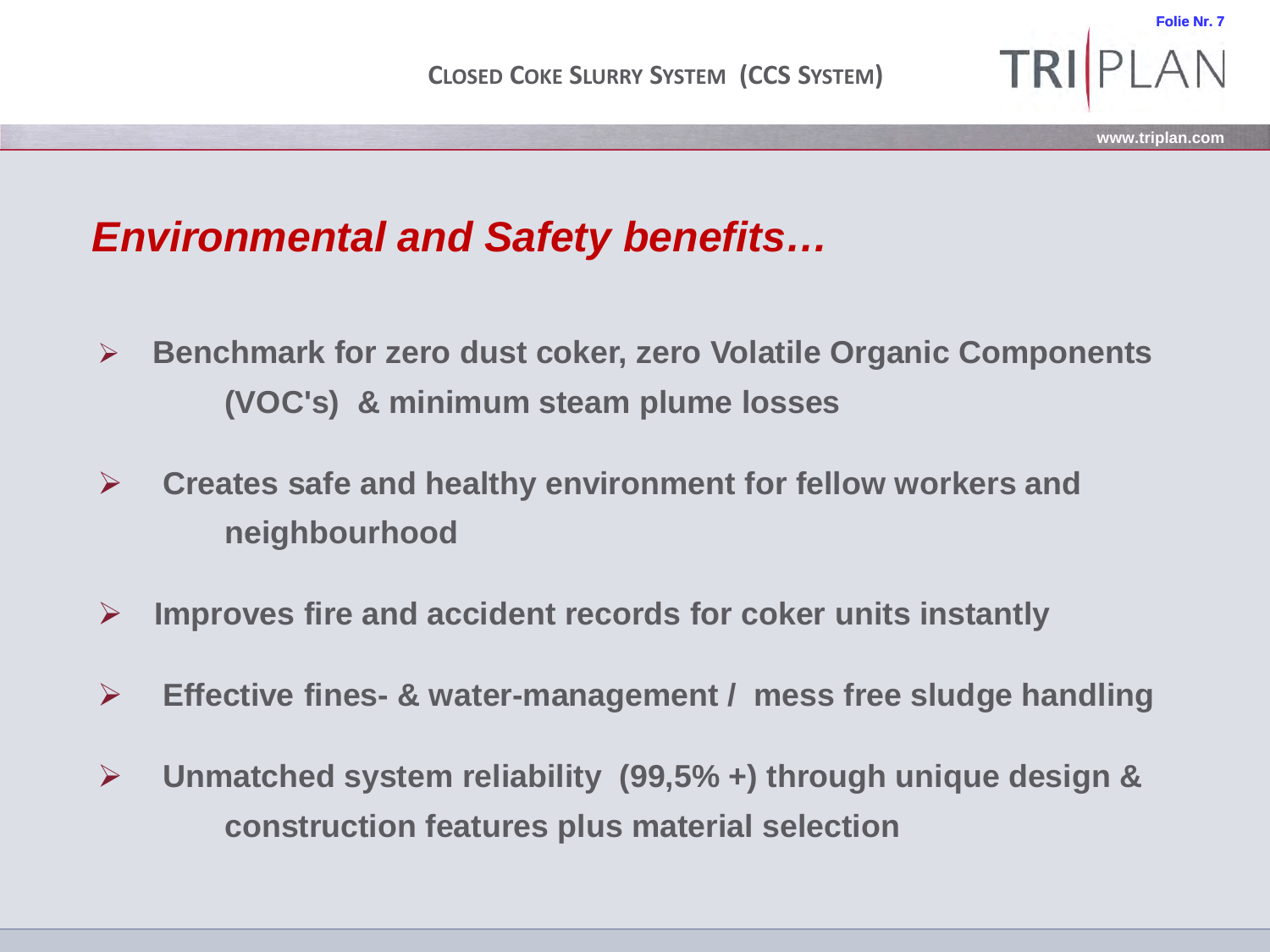## CLOSED COKE SLURRY SYSTEM (CCS SYSTEM)

# *Environmental and Safety benefits…*

- **Benchmark for zero dust coker, zero Volatile Organic Components (VOC's) & minimum steam plume losses**
- **Creates safe and healthy environment for fellow workers and neighbourhood**
- **Improves fire and accident records for coker units instantly**
- **Effective fines- & water-management / mess free sludge handling**
- **Unmatched system reliability (99,5% +) through unique design & construction features plus material selection**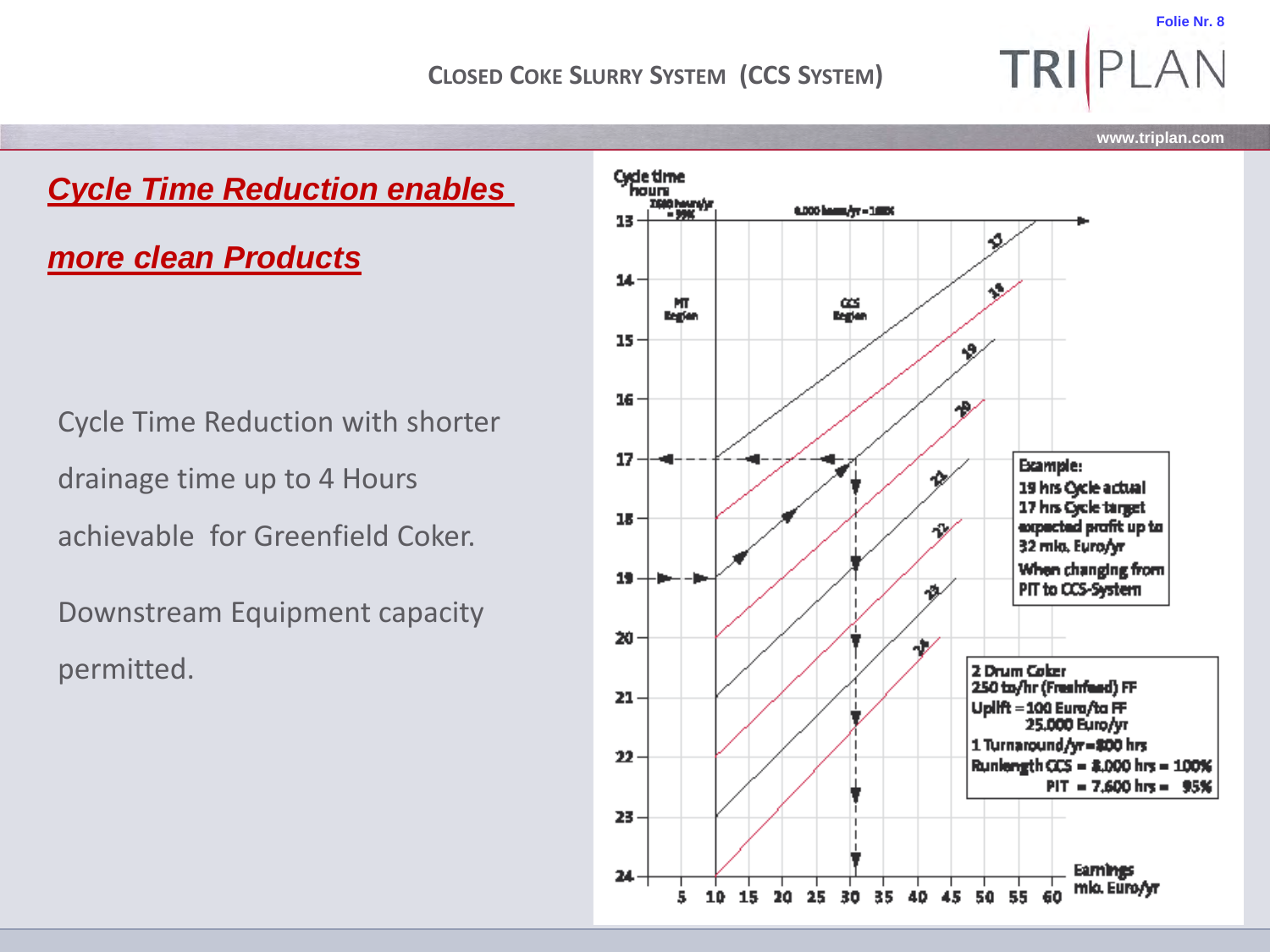# Closed Coke Slurry System (CCS System)

## *Cycle Time Reduction enables more clean Products*

Cycle Time Reduction with shorter drainage time up to 4 Hours achievable for Greenfield Coker.

Downstream Equipment capacity permitted.

Cycle time hours

7.600 hours/yr = 95%

8.000 hours/yr = 100%

MT Region

CCS Region

Example:
19 hrs Cycle actual
17 hrs Cycle target
expected profit up to 32 mio. Euro/yr
When changing from PIT to CCS-System

2 Drum Coker
250 to/hr (Freshfeed) FF
Uplift = 100 Euro/to FF
25.000 Euro/yr
1 Turnaround/yr = 800 hrs
Runlength CCS = 8.000 hrs = 100%
PIT = 7.600 hrs = 95%

Earnings mio. Euro/yr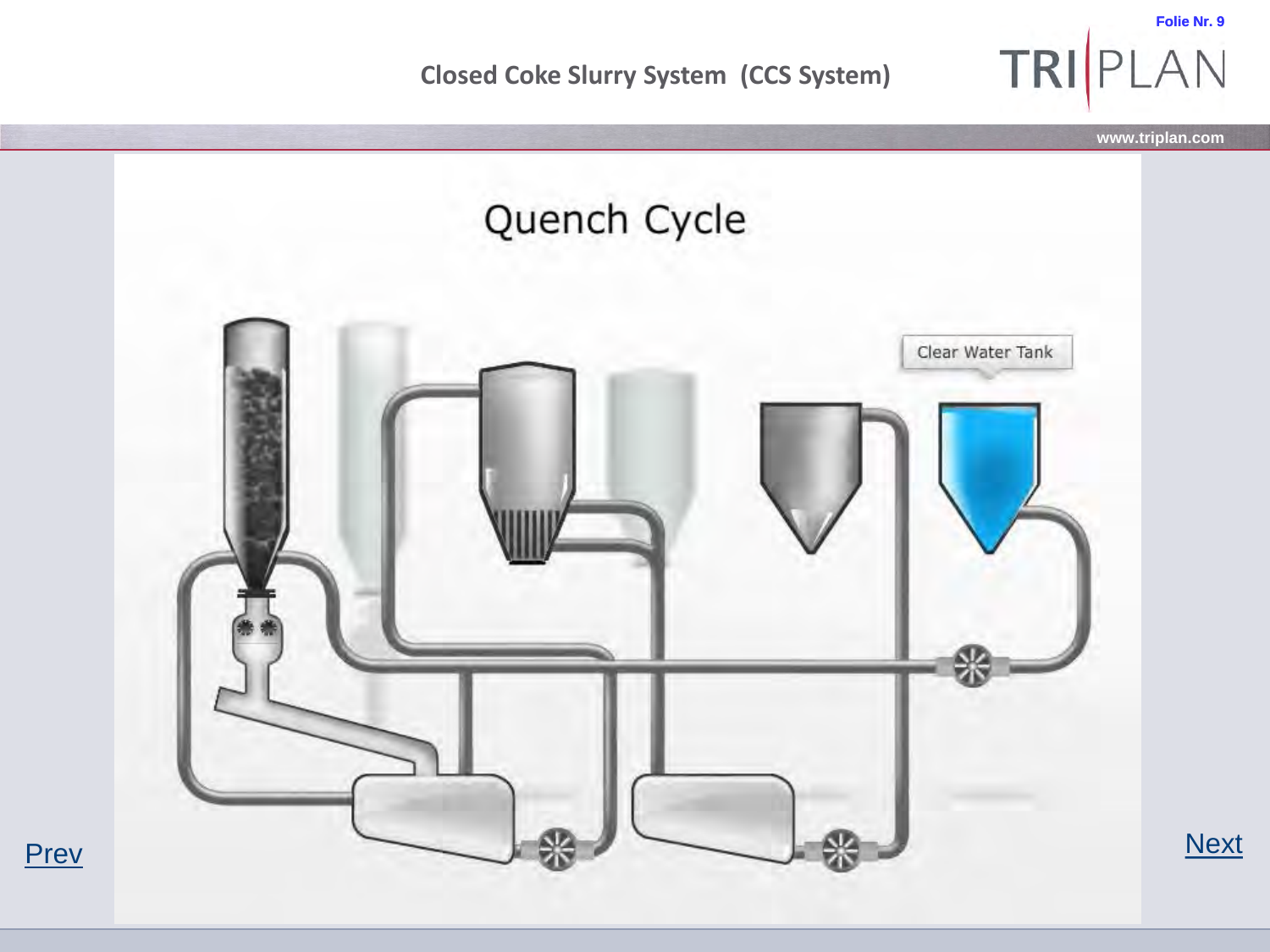# Closed Coke Slurry System (CCS System)

## Quench Cycle

Clear Water Tank

Prev

Next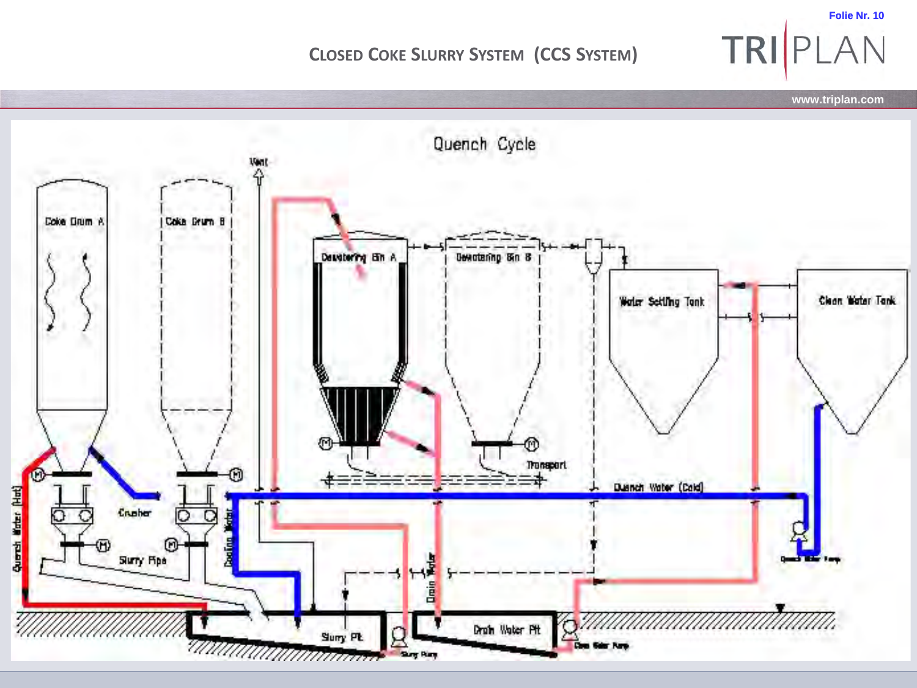# CLOSED COKE SLURRY SYSTEM (CCS SYSTEM)

Quench Cycle

Vent

Coke Drum A

Coke Drum B

Dewatering Bin A

Dewatering Bin B

Water Settling Tank

Clean Water Tank

Transport

Quench Water (Cold)

Quench Water (Hot)

Crusher

Slurry Pipe

Cooling Water

Drain Water

Quench Water Pump

Slurry Pit

Slurry Pump

Drain Water Pit

Clean Water Pump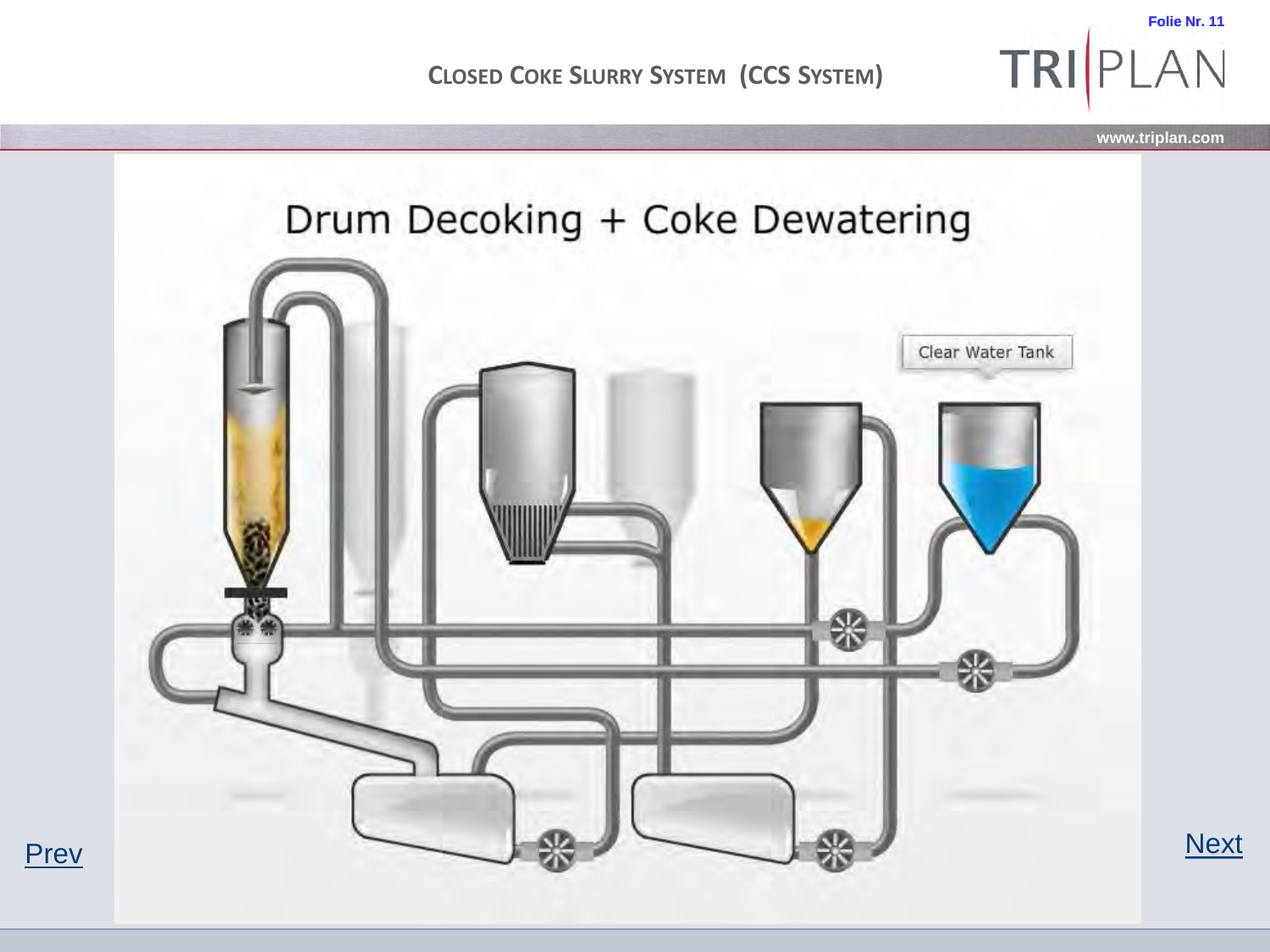# Closed Coke Slurry System (CCS System)

## Drum Decoking + Coke Dewatering

Clear Water Tank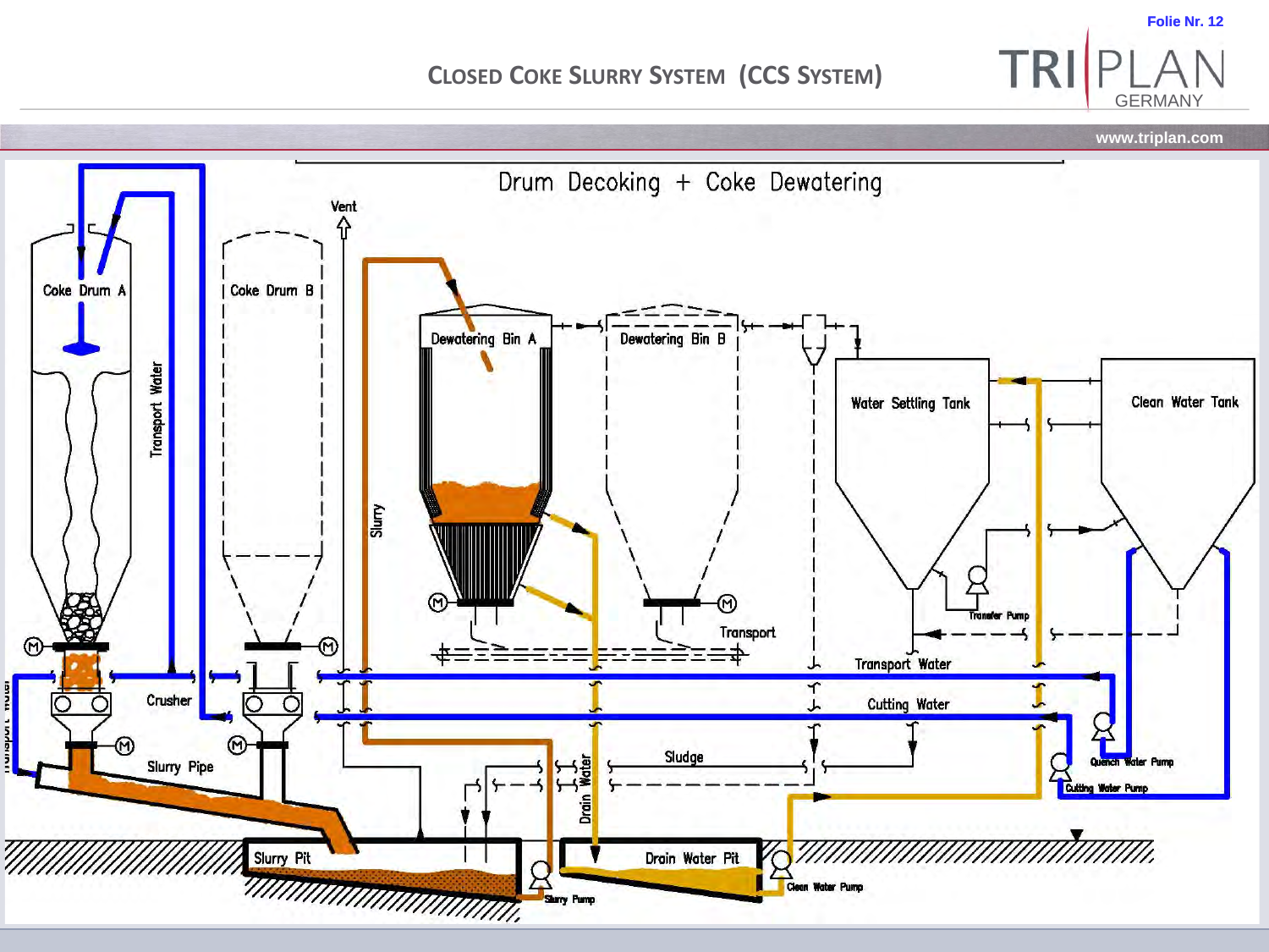# Closed Coke Slurry System (CCS System)

## Drum Decoking + Coke Dewatering

Coke Drum A

Coke Drum B

Transport Water

Vent

Slurry

Dewatering Bin A

Dewatering Bin B

Water Settling Tank

Clean Water Tank

Transfer Pump

Transport

Transport Water

Cutting Water

Crusher

Slurry Pipe

Sludge

Drain Water

Quench Water Pump

Cutting Water Pump

Slurry Pit

Slurry Pump

Drain Water Pit

Clean Water Pump

Transport Water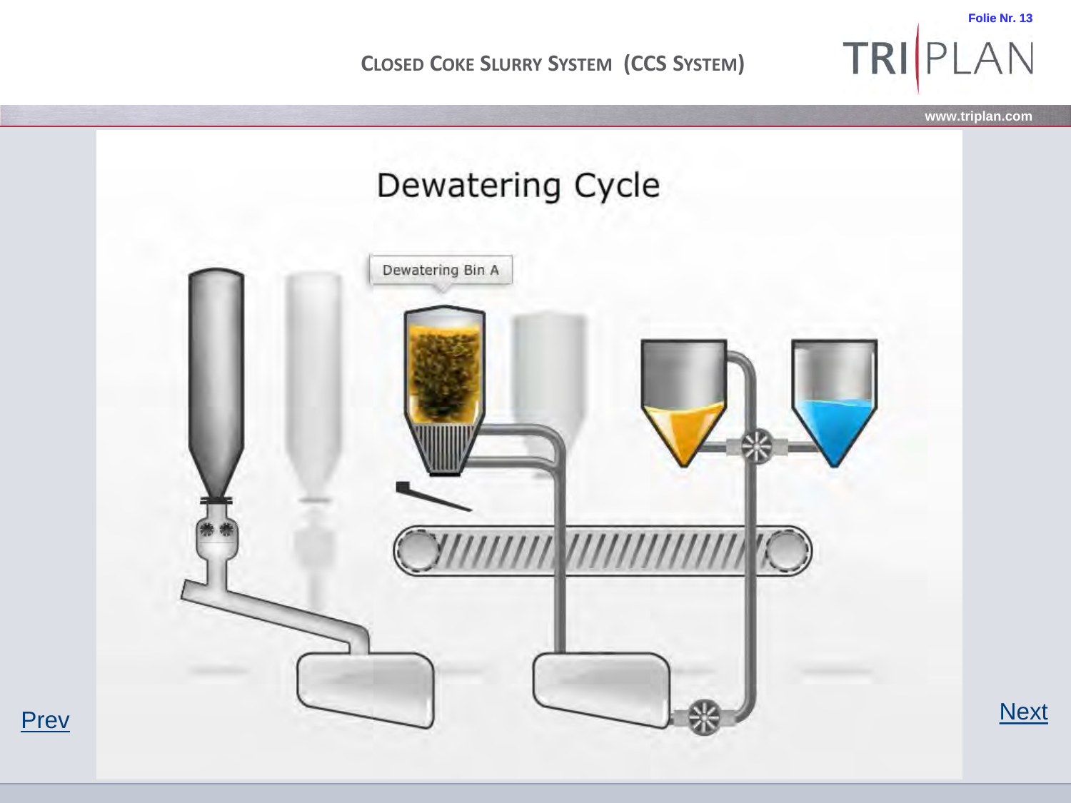# CLOSED COKE SLURRY SYSTEM (CCS SYSTEM)

## Dewatering Cycle

Dewatering Bin A

Prev

Next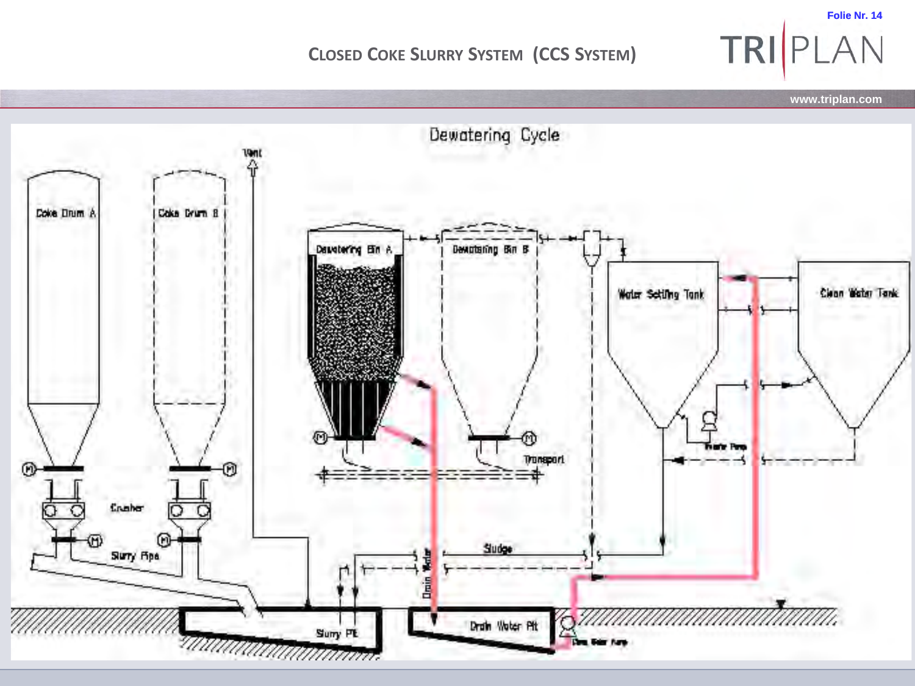# Closed Coke Slurry System (CCS System)

## Dewatering Cycle

Vent

Coke Drum A

Coke Drum B

Dewatering Bin A

Dewatering Bin B

Water Settling Tank

Clean Water Tank

Transport

Crusher

Slurry Pipe

Sludge

Drain Water

Slurry Pit

Drain Water Pit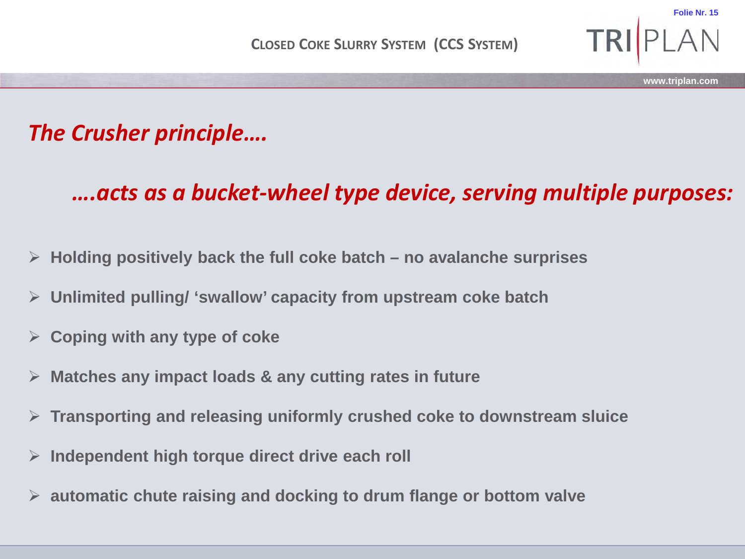# Closed Coke Slurry System (CCS System)

## *The Crusher principle….*

### *….acts as a bucket-wheel type device, serving multiple purposes:*

- **Holding positively back the full coke batch – no avalanche surprises**
- **Unlimited pulling/ 'swallow' capacity from upstream coke batch**
- **Coping with any type of coke**
- **Matches any impact loads & any cutting rates in future**
- **Transporting and releasing uniformly crushed coke to downstream sluice**
- **Independent high torque direct drive each roll**
- **automatic chute raising and docking to drum flange or bottom valve**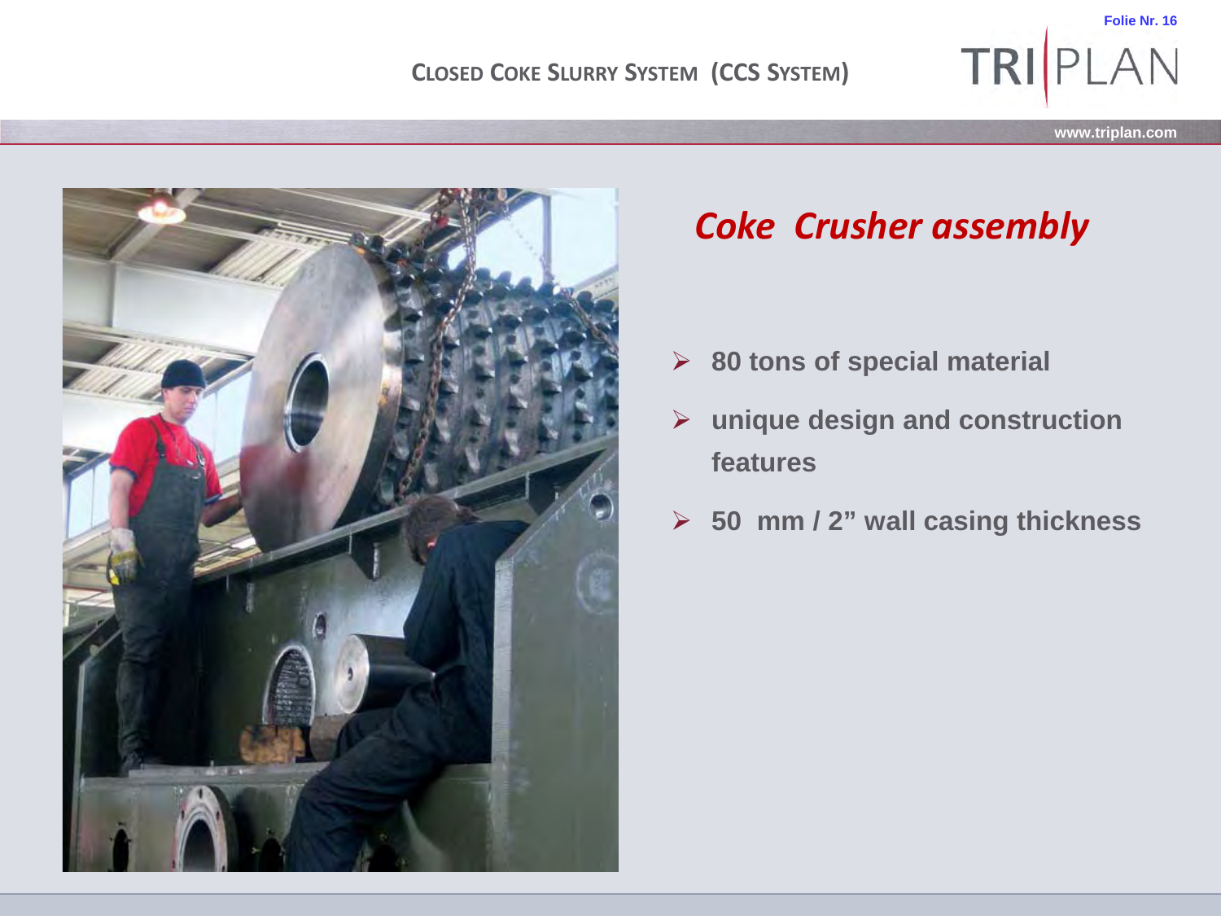# Coke Crusher assembly

- 80 tons of special material
- unique design and construction features
- 50 mm / 2” wall casing thickness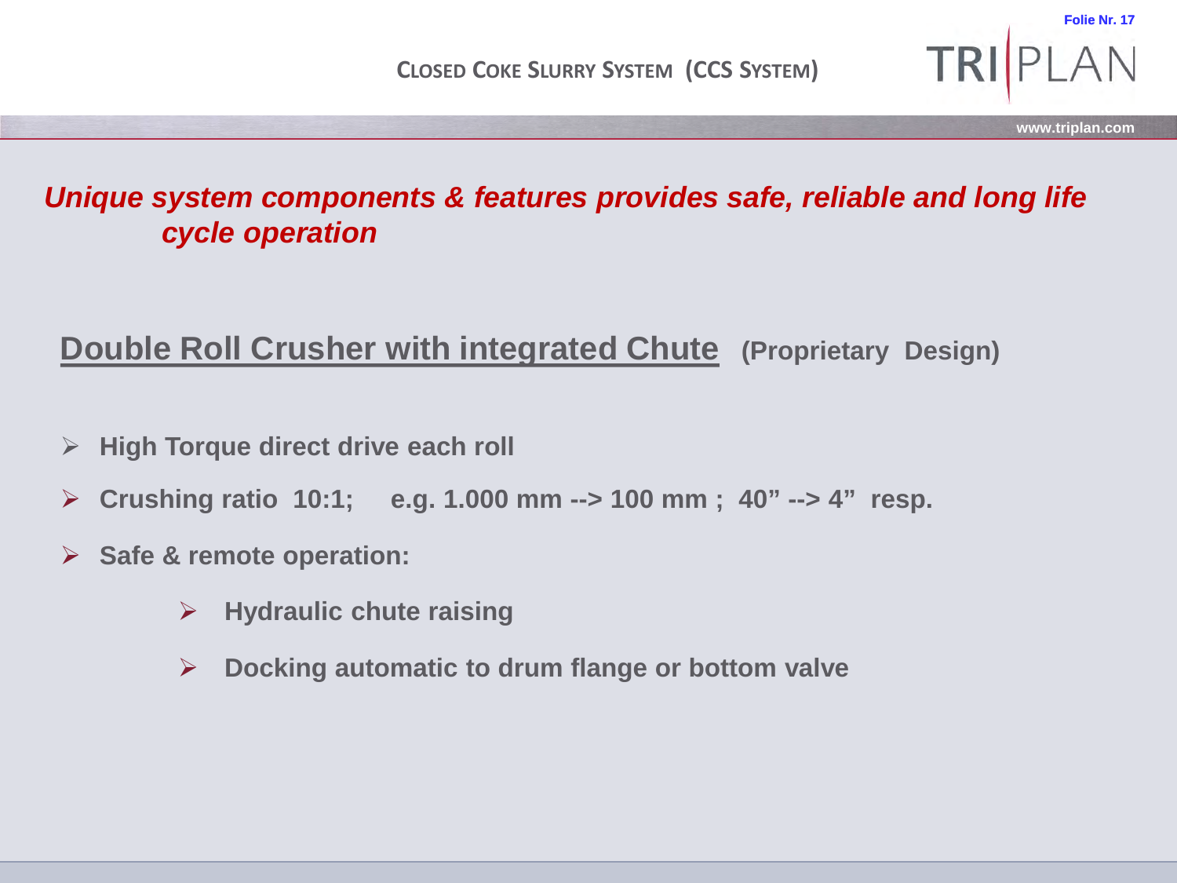# CLOSED COKE SLURRY SYSTEM (CCS SYSTEM)

***Unique system components & features provides safe, reliable and long life cycle operation***

## <u>Double Roll Crusher with integrated Chute</u> (Proprietary Design)

- **High Torque direct drive each roll**
- **Crushing ratio 10:1; e.g. 1.000 mm --> 100 mm ; 40" --> 4" resp.**
- **Safe & remote operation:**
  - **Hydraulic chute raising**
  - **Docking automatic to drum flange or bottom valve**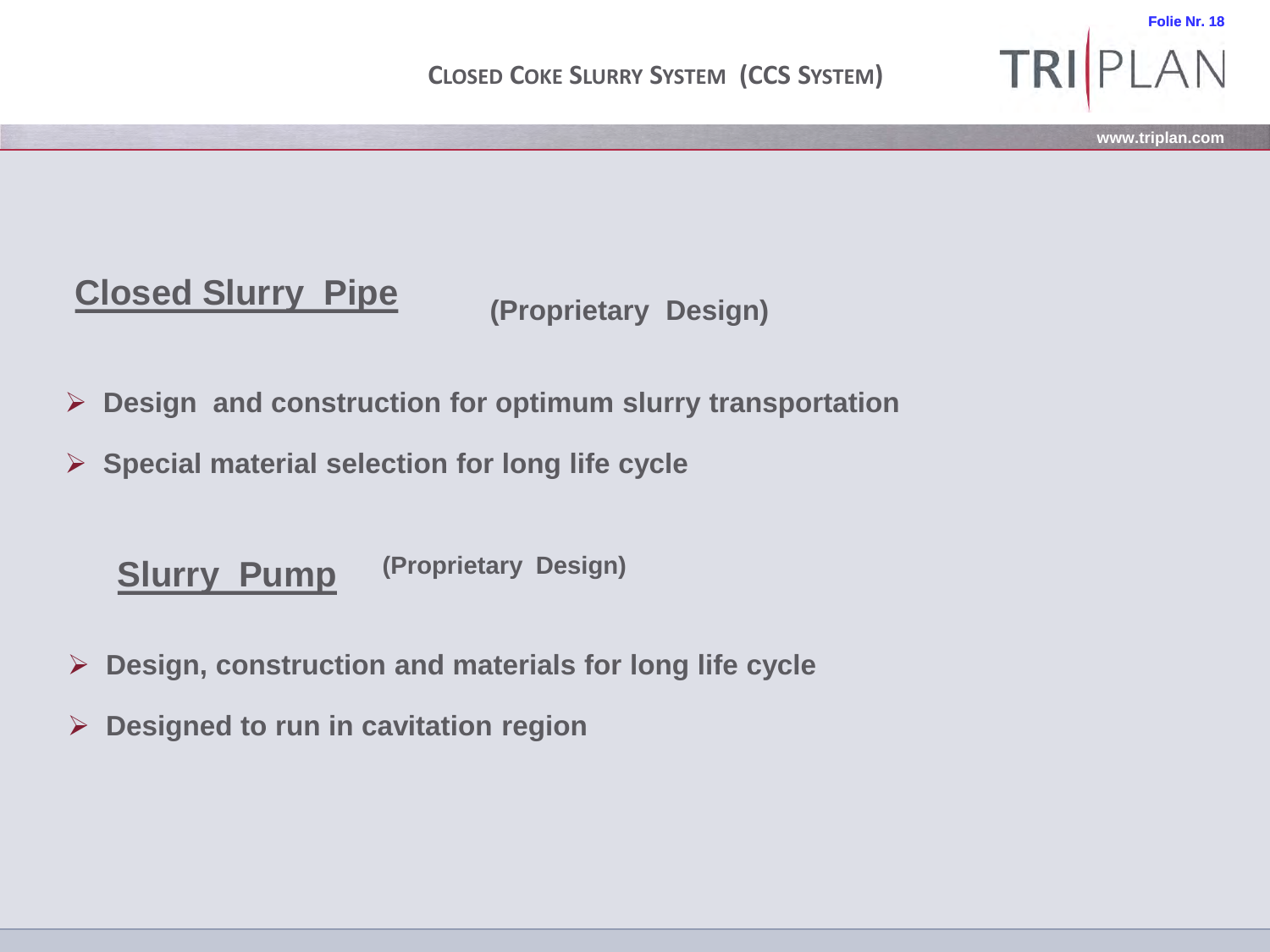# CLOSED COKE SLURRY SYSTEM (CCS SYSTEM)

## Closed Slurry Pipe (Proprietary Design)

- **Design and construction for optimum slurry transportation**
- **Special material selection for long life cycle**

## Slurry Pump (Proprietary Design)

- **Design, construction and materials for long life cycle**
- **Designed to run in cavitation region**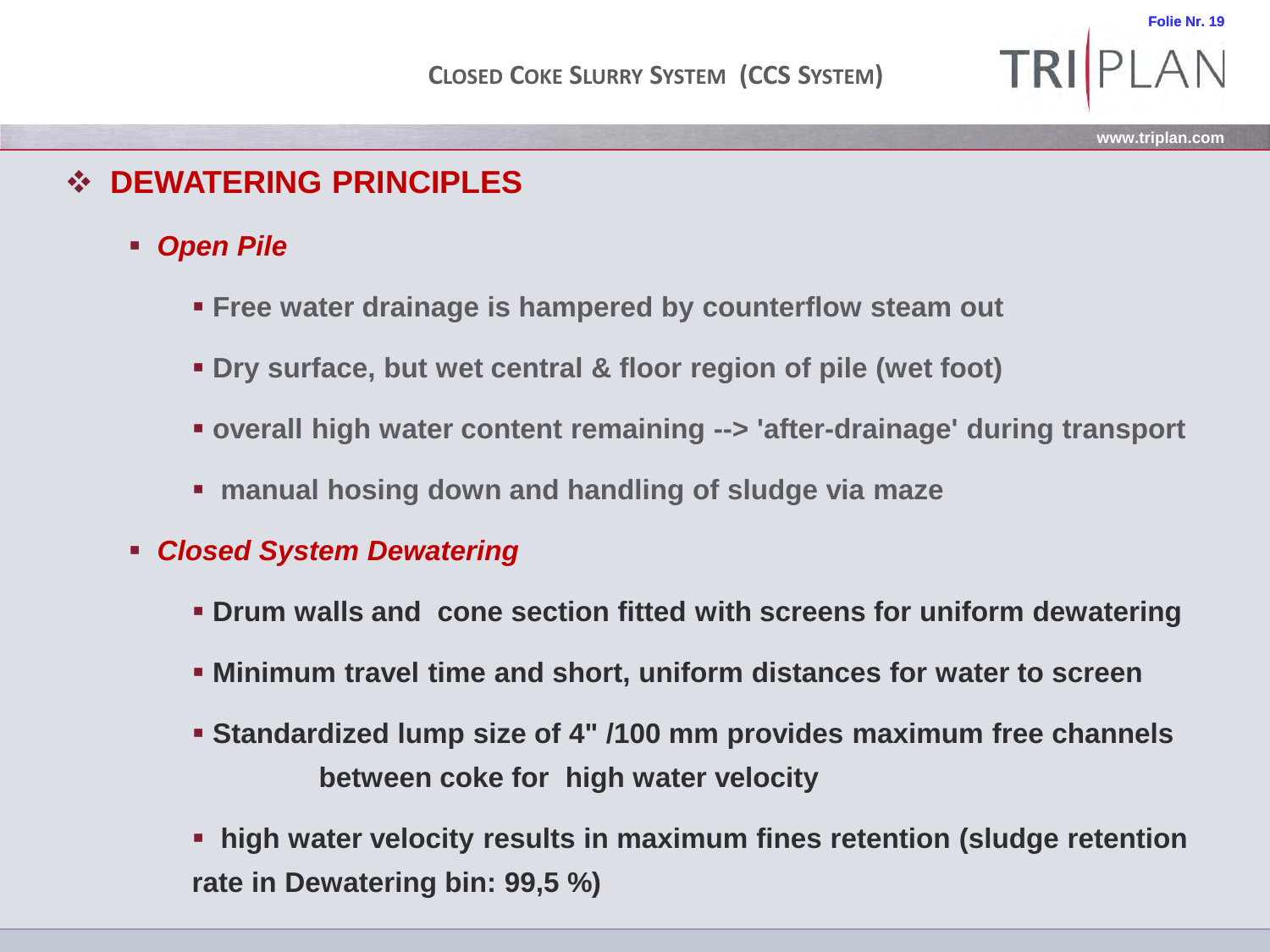# CLOSED COKE SLURRY SYSTEM (CCS SYSTEM)

## DEWATERING PRINCIPLES

- ***Open Pile***
  - **Free water drainage is hampered by counterflow steam out**
  - **Dry surface, but wet central & floor region of pile (wet foot)**
  - **overall high water content remaining --> 'after-drainage' during transport**
  - **manual hosing down and handling of sludge via maze**
- ***Closed System Dewatering***
  - **Drum walls and cone section fitted with screens for uniform dewatering**
  - **Minimum travel time and short, uniform distances for water to screen**
  - **Standardized lump size of 4" /100 mm provides maximum free channels between coke for high water velocity**
  - **high water velocity results in maximum fines retention (sludge retention rate in Dewatering bin: 99,5 %)**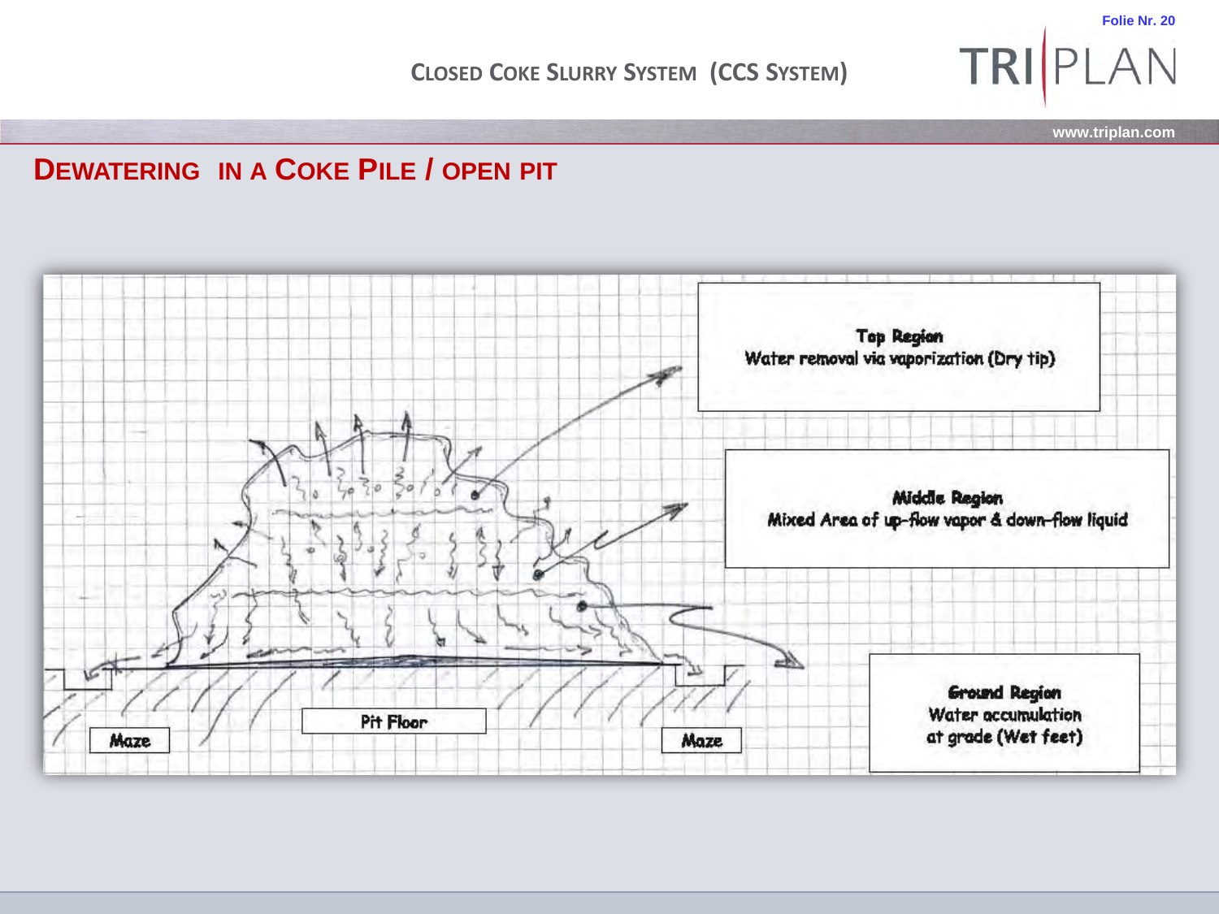## CLOSED COKE SLURRY SYSTEM (CCS SYSTEM)

# DEWATERING IN A COKE PILE / OPEN PIT

**Top Region**
Water removal via vaporization (Dry tip)

**Middle Region**
Mixed Area of up-flow vapor & down-flow liquid

**Ground Region**
Water accumulation at grade (Wet feet)

Pit Floor

Maze

Maze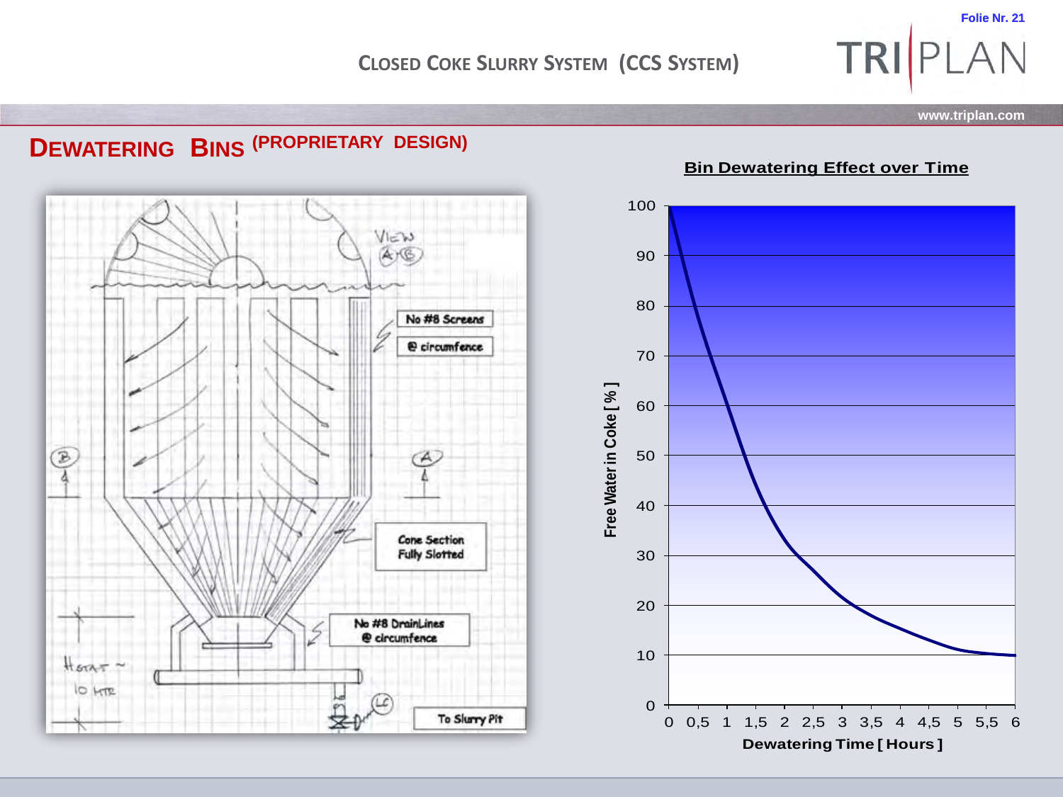# Closed Coke Slurry System (CCS System)

## Dewatering Bins (Proprietary Design)

View A-B

No #8 Screens @ circumfence

Cone Section Fully Slotted

No #8 DrainLines @ circumfence

Height ~ 10 MTR

LC

To Slurry Pit

**Bin Dewatering Effect over Time**

Free Water in Coke [ % ]

Dewatering Time [ Hours ]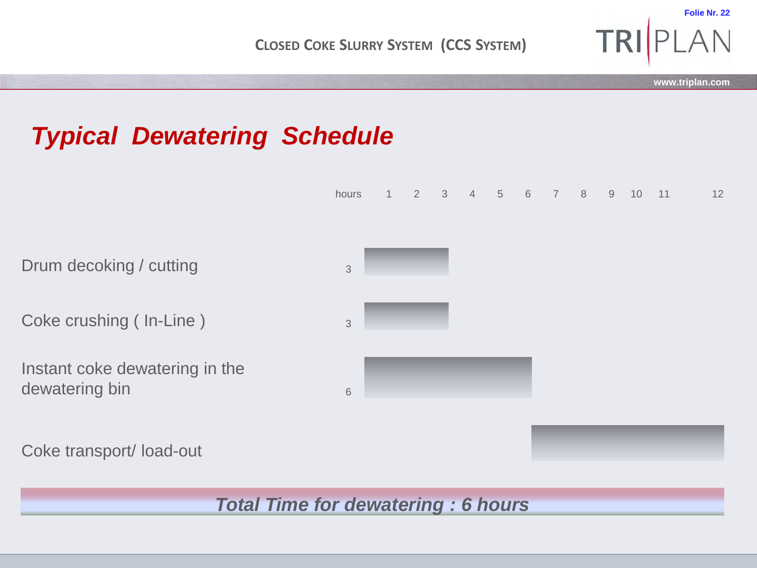## Closed Coke Slurry System (CCS System)

# *Typical Dewatering Schedule*

| Activity | Duration (hours) | Time span (hours 1–12) |
| --- | --- | --- |
| Drum decoking / cutting | 3 | 0–3 |
| Coke crushing ( In-Line ) | 3 | 0–3 |
| Instant coke dewatering in the dewatering bin | 6 | 0–6 |
| Coke transport/ load-out | | 6–12 |

***Total Time for dewatering : 6 hours***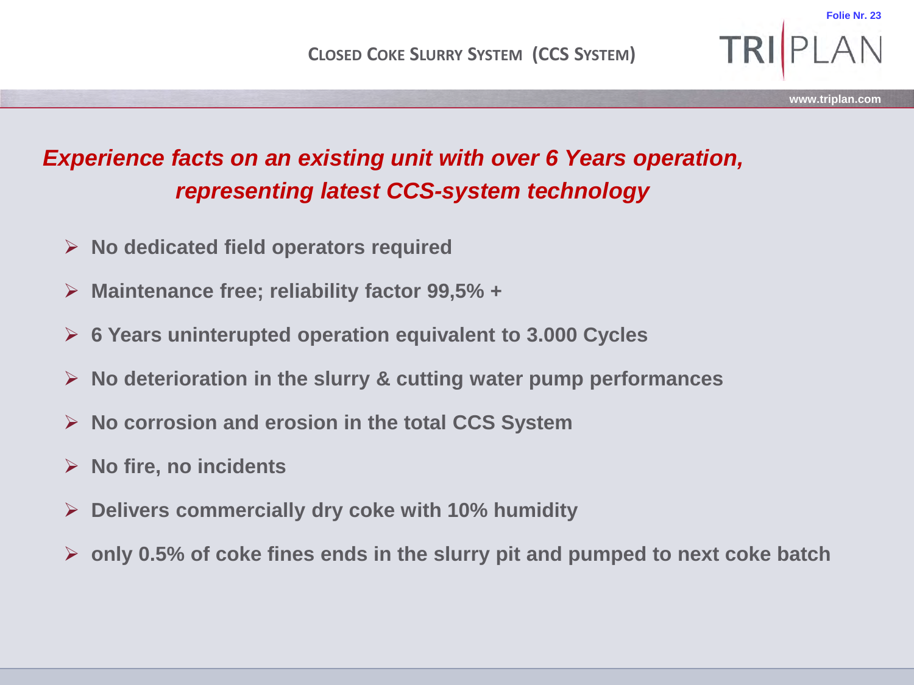# Closed Coke Slurry System (CCS System)

***Experience facts on an existing unit with over 6 Years operation, representing latest CCS-system technology***

- **No dedicated field operators required**
- **Maintenance free; reliability factor 99,5% +**
- **6 Years uninterupted operation equivalent to 3.000 Cycles**
- **No deterioration in the slurry & cutting water pump performances**
- **No corrosion and erosion in the total CCS System**
- **No fire, no incidents**
- **Delivers commercially dry coke with 10% humidity**
- **only 0.5% of coke fines ends in the slurry pit and pumped to next coke batch**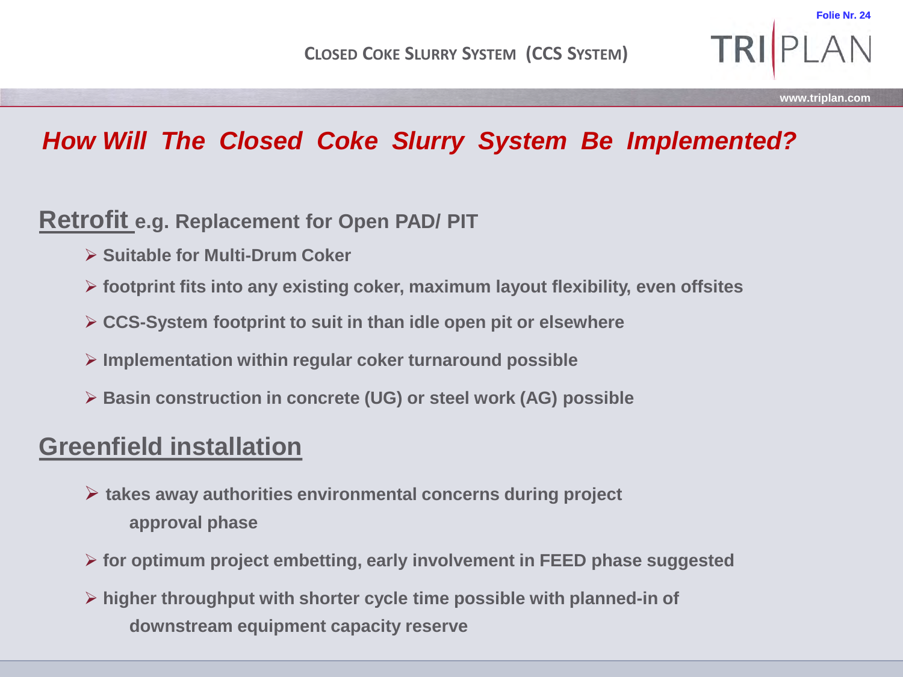# How Will The Closed Coke Slurry System Be Implemented?

## Retrofit e.g. Replacement for Open PAD/ PIT

- Suitable for Multi-Drum Coker
- footprint fits into any existing coker, maximum layout flexibility, even offsites
- CCS-System footprint to suit in than idle open pit or elsewhere
- Implementation within regular coker turnaround possible
- Basin construction in concrete (UG) or steel work (AG) possible

## Greenfield installation

- takes away authorities environmental concerns during project approval phase
- for optimum project embetting, early involvement in FEED phase suggested
- higher throughput with shorter cycle time possible with planned-in of downstream equipment capacity reserve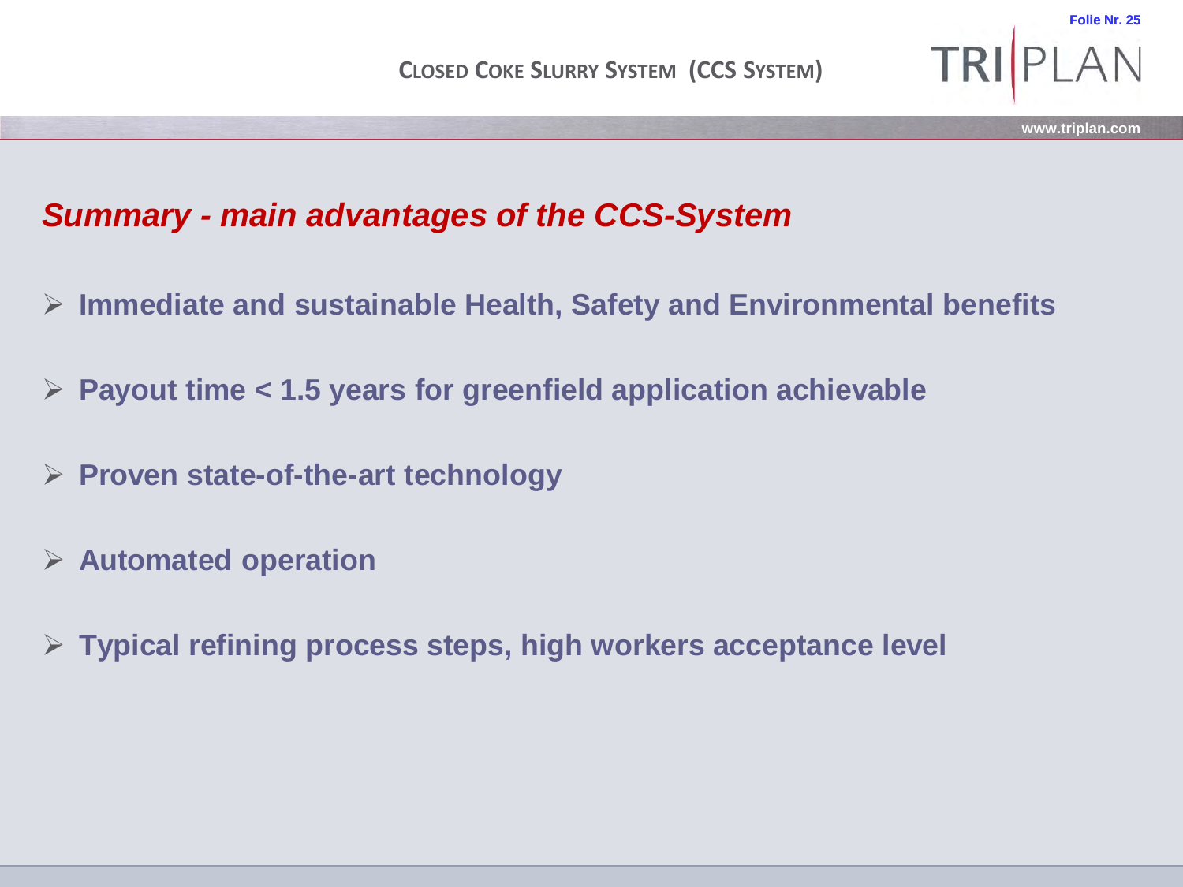## *Summary - main advantages of the CCS-System*

- **Immediate and sustainable Health, Safety and Environmental benefits**
- **Payout time < 1.5 years for greenfield application achievable**
- **Proven state-of-the-art technology**
- **Automated operation**
- **Typical refining process steps, high workers acceptance level**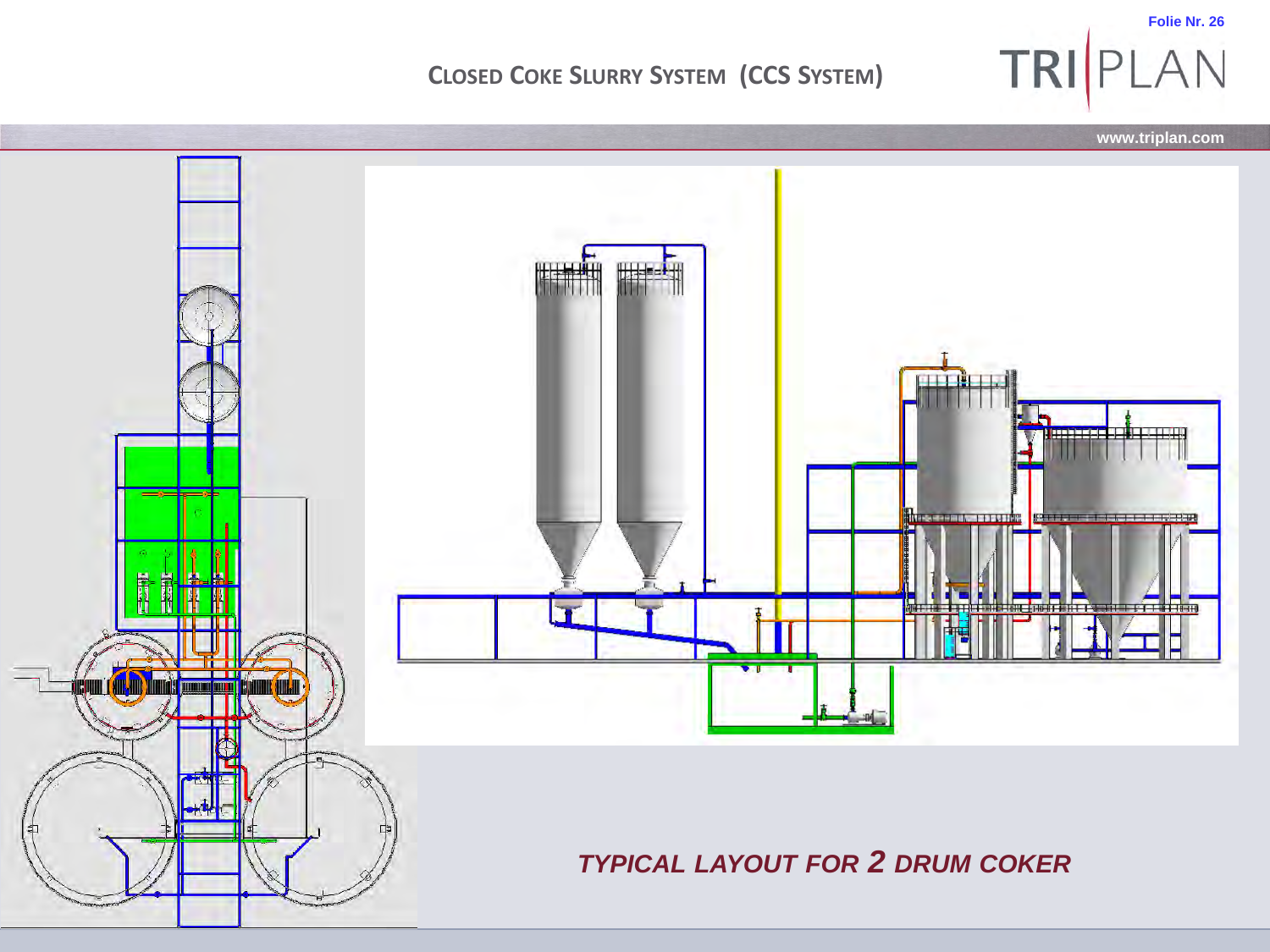# CLOSED COKE SLURRY SYSTEM (CCS SYSTEM)

***TYPICAL LAYOUT FOR 2 DRUM COKER***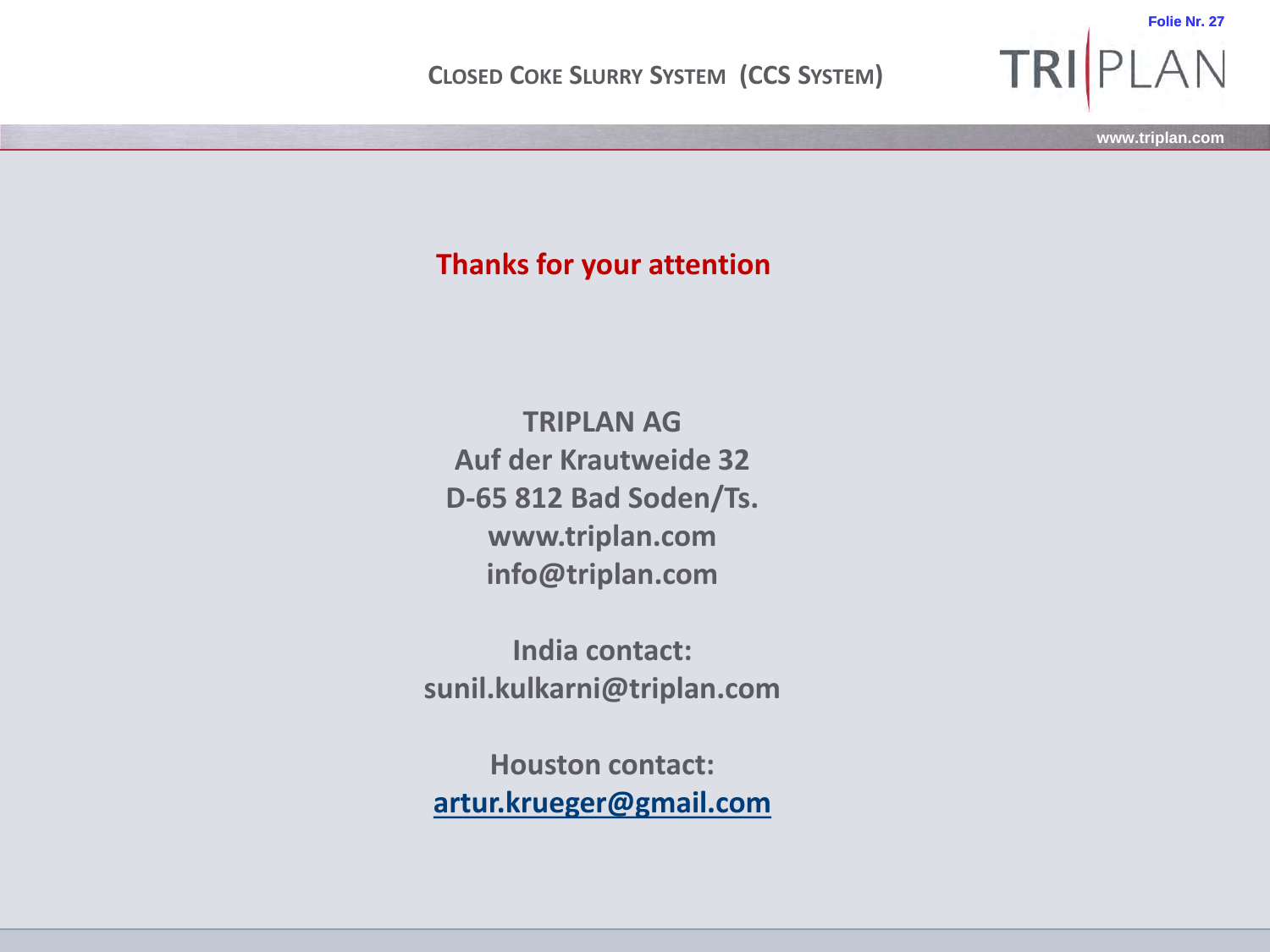**Thanks for your attention**

**TRIPLAN AG**
**Auf der Krautweide 32**
**D-65 812 Bad Soden/Ts.**
**www.triplan.com**
**info@triplan.com**

**India contact:**
**sunil.kulkarni@triplan.com**

**Houston contact:**
**artur.krueger@gmail.com**